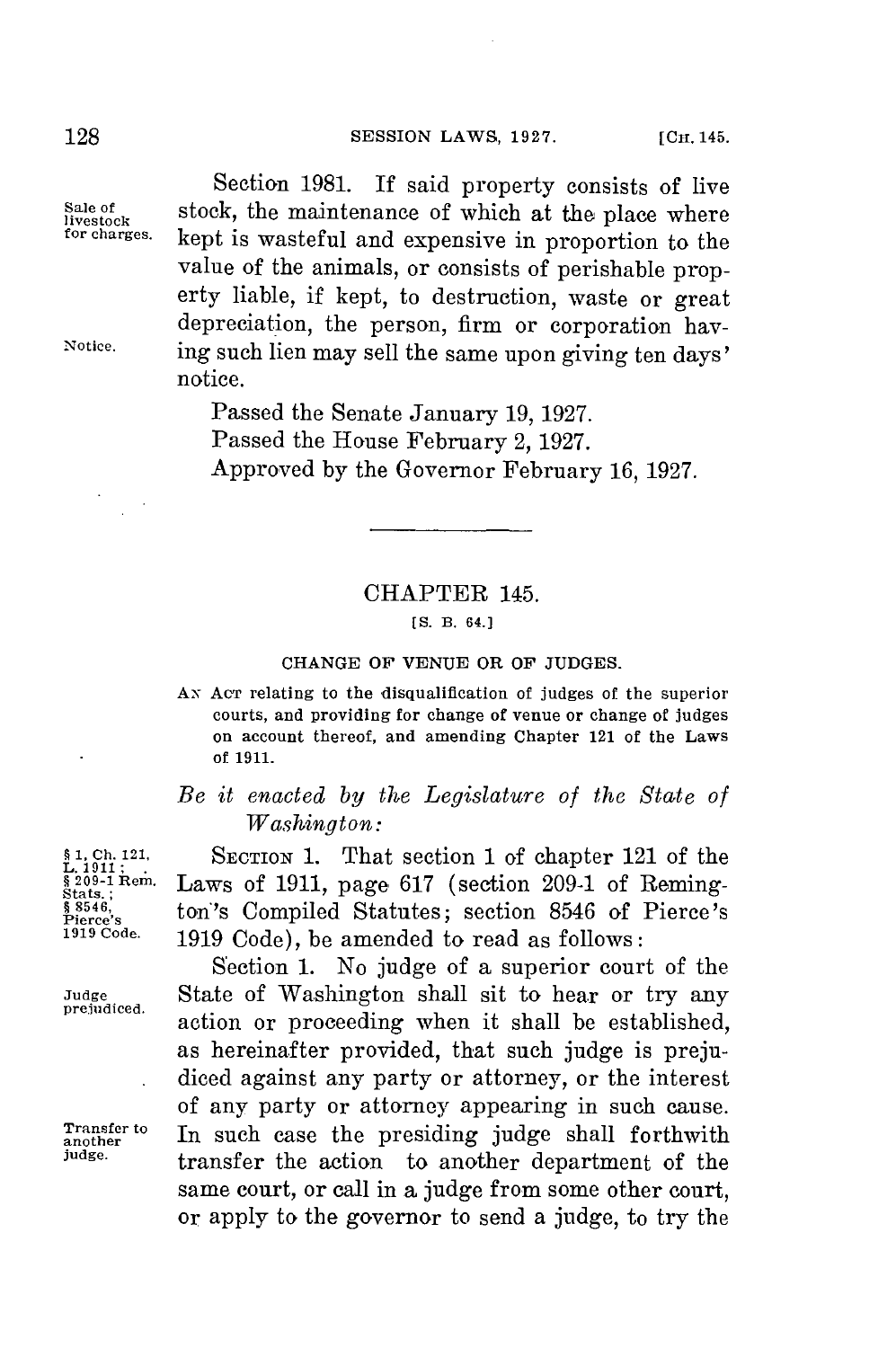Section 1981. If said property consists of live stock, the maintenance of which at the place where kept is wasteful and expensive in proportion to the value of the animals, or consists of perishable property liable, if kept, to destruction, waste or great depreciation, the person, firm or corporation having such lien may sell the same upon giving ten days' notice.

Sale of livestock for charges.

Notice.

Passed the Senate January 19, 1927.
Passed the House February 2, 1927.
Approved by the Governor February 16, 1927.

---

## CHAPTER 145.

[S. B. 64.]

### CHANGE OF VENUE OR OF JUDGES.

AN ACT relating to the disqualification of judges of the superior courts, and providing for change of venue or change of judges on account thereof, and amending Chapter 121 of the Laws of 1911.

*Be it enacted by the Legislature of the State of Washington:*

§ 1, Ch. 121, L. 1911; § 209-1 Rem. Stats.; § 8546, Pierce's 1919 Code.

SECTION 1. That section 1 of chapter 121 of the Laws of 1911, page 617 (section 209-1 of Remington's Compiled Statutes; section 8546 of Pierce's 1919 Code), be amended to read as follows:

Judge prejudiced.

Section 1. No judge of a superior court of the State of Washington shall sit to hear or try any action or proceeding when it shall be established, as hereinafter provided, that such judge is prejudiced against any party or attorney, or the interest of any party or attorney appearing in such cause.

Transfer to another judge.

In such case the presiding judge shall forthwith transfer the action to another department of the same court, or call in a judge from some other court, or apply to the governor to send a judge, to try the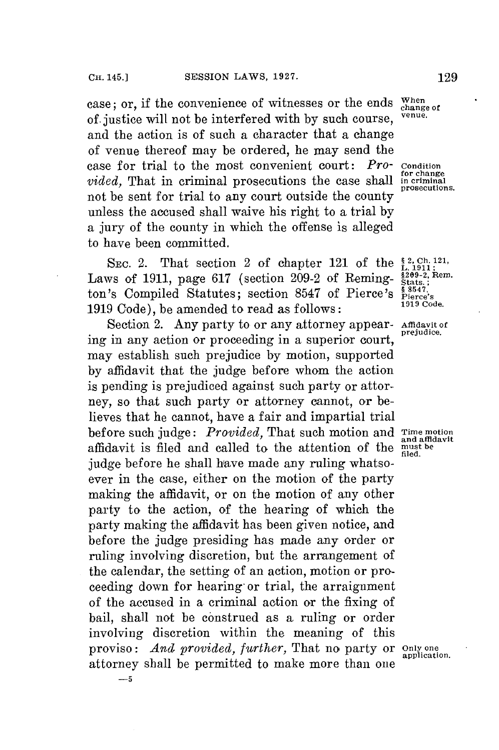case; or, if the convenience of witnesses or the ends of justice will not be interfered with by such course, and the action is of such a character that a change of venue thereof may be ordered, he may send the case for trial to the most convenient court: *Provided,* That in criminal prosecutions the case shall not be sent for trial to any court outside the county unless the accused shall waive his right to a trial by a jury of the county in which the offense is alleged to have been committed.

When change of venue.

Condition for change in criminal prosecutions.

SEC. 2. That section 2 of chapter 121 of the Laws of 1911, page 617 (section 209-2 of Remington's Compiled Statutes; section 8547 of Pierce's 1919 Code), be amended to read as follows:

§ 2, Ch. 121, L. 1911; §209-2, Rem. Stats.; § 8547, Pierce's 1919 Code.

Section 2. Any party to or any attorney appearing in any action or proceeding in a superior court, may establish such prejudice by motion, supported by affidavit that the judge before whom the action is pending is prejudiced against such party or attorney, so that such party or attorney cannot, or believes that he cannot, have a fair and impartial trial before such judge: *Provided,* That such motion and affidavit is filed and called to the attention of the judge before he shall have made any ruling whatsoever in the case, either on the motion of the party making the affidavit, or on the motion of any other party to the action, of the hearing of which the party making the affidavit has been given notice, and before the judge presiding has made any order or ruling involving discretion, but the arrangement of the calendar, the setting of an action, motion or proceeding down for hearing or trial, the arraignment of the accused in a criminal action or the fixing of bail, shall not be construed as a ruling or order involving discretion within the meaning of this proviso: *And provided, further,* That no party or attorney shall be permitted to make more than one

Affidavit of prejudice.

Time motion and affidavit must be filed.

Only one application.

—5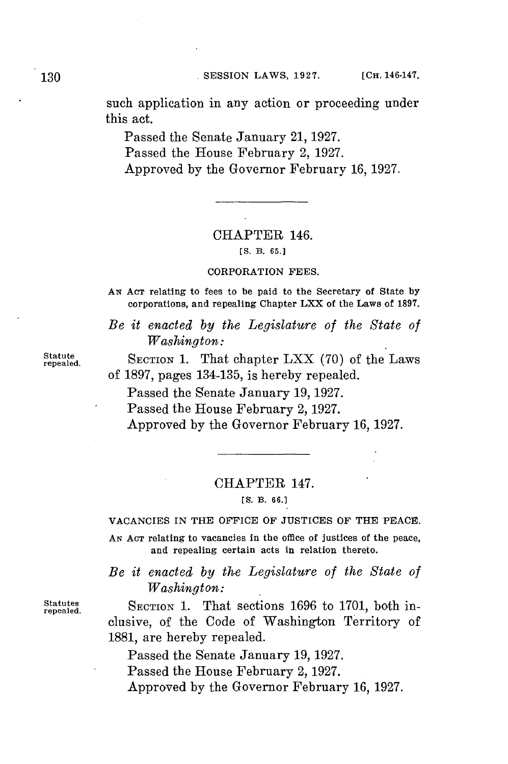such application in any action or proceeding under this act.

Passed the Senate January 21, 1927.
Passed the House February 2, 1927.
Approved by the Governor February 16, 1927.

---

## CHAPTER 146.

[S. B. 65.]

CORPORATION FEES.

AN ACT relating to fees to be paid to the Secretary of State by corporations, and repealing Chapter LXX of the Laws of 1897.

*Be it enacted by the Legislature of the State of Washington:*

Statute repealed.

SECTION 1. That chapter LXX (70) of the Laws of 1897, pages 134-135, is hereby repealed.

Passed the Senate January 19, 1927.
Passed the House February 2, 1927.
Approved by the Governor February 16, 1927.

---

## CHAPTER 147.

[S. B. 66.]

VACANCIES IN THE OFFICE OF JUSTICES OF THE PEACE.

AN ACT relating to vacancies in the office of justices of the peace, and repealing certain acts in relation thereto.

*Be it enacted by the Legislature of the State of Washington:*

Statutes repealed.

SECTION 1. That sections 1696 to 1701, both inclusive, of the Code of Washington Territory of 1881, are hereby repealed.

Passed the Senate January 19, 1927.
Passed the House February 2, 1927.
Approved by the Governor February 16, 1927.